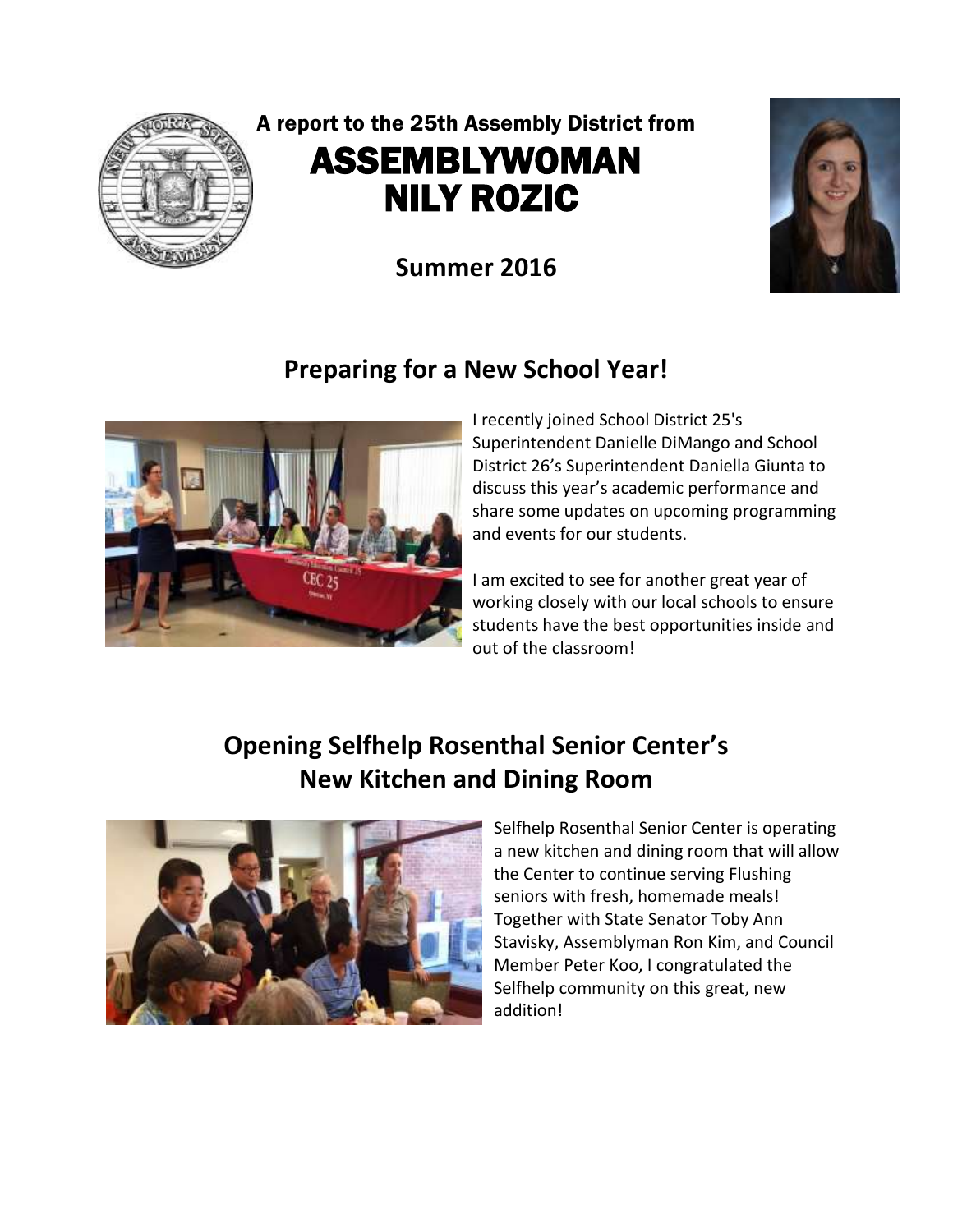A report to the 25th Assembly District from

# ASSEMBLYWOMAN NILY ROZIC

**Summer 2016**

## Preparing for a New School Year!

I recently joined School District 25's Superintendent Danielle DiMango and School District 26's Superintendent Daniella Giunta to discuss this year's academic performance and share some updates on upcoming programming and events for our students.

I am excited to see for another great year of working closely with our local schools to ensure students have the best opportunities inside and out of the classroom!

## Opening Selfhelp Rosenthal Senior Center's New Kitchen and Dining Room

Selfhelp Rosenthal Senior Center is operating a new kitchen and dining room that will allow the Center to continue serving Flushing seniors with fresh, homemade meals! Together with State Senator Toby Ann Stavisky, Assemblyman Ron Kim, and Council Member Peter Koo, I congratulated the Selfhelp community on this great, new addition!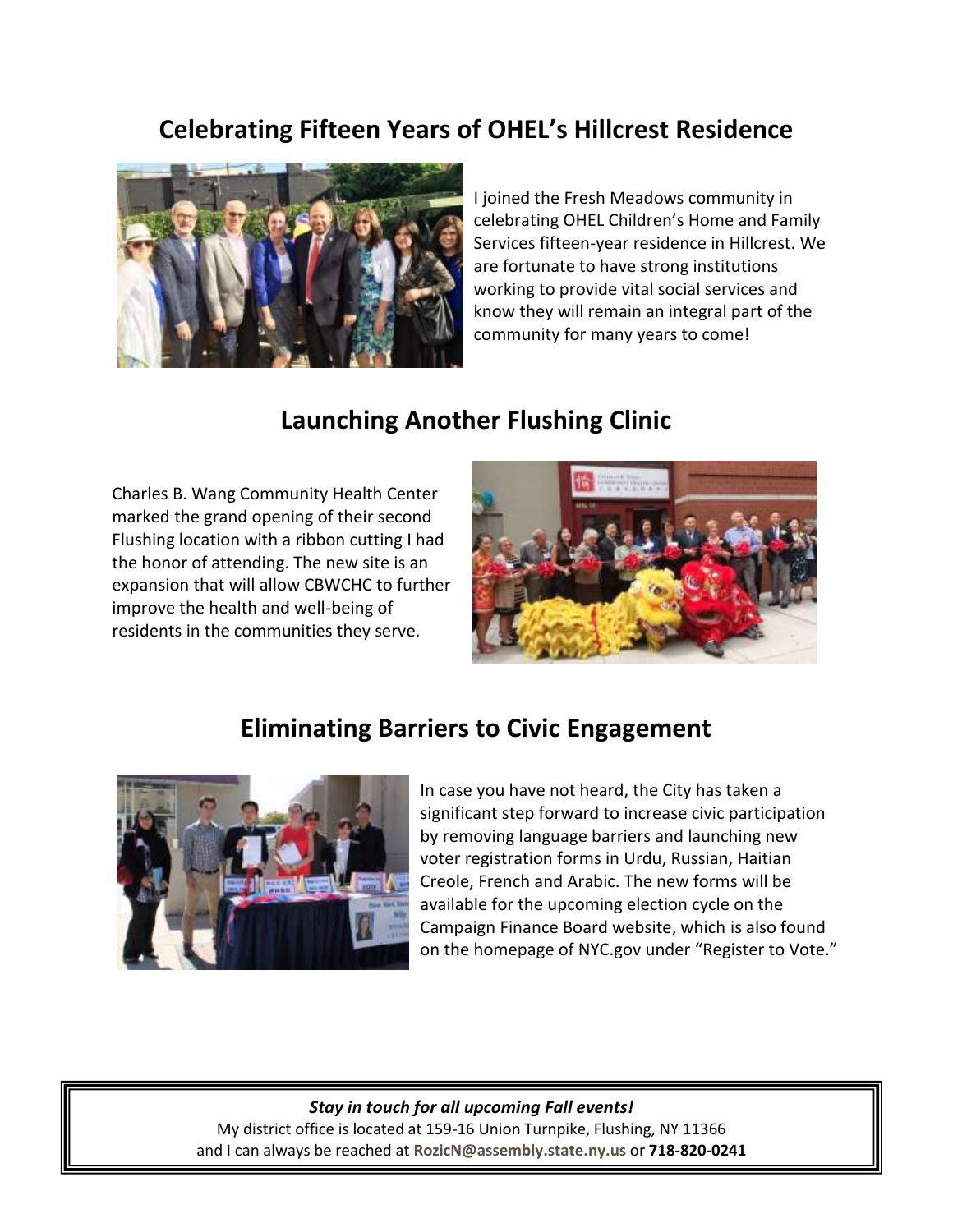## Celebrating Fifteen Years of OHEL's Hillcrest Residence

I joined the Fresh Meadows community in celebrating OHEL Children's Home and Family Services fifteen-year residence in Hillcrest. We are fortunate to have strong institutions working to provide vital social services and know they will remain an integral part of the community for many years to come!

## Launching Another Flushing Clinic

Charles B. Wang Community Health Center marked the grand opening of their second Flushing location with a ribbon cutting I had the honor of attending. The new site is an expansion that will allow CBWCHC to further improve the health and well-being of residents in the communities they serve.

## Eliminating Barriers to Civic Engagement

In case you have not heard, the City has taken a significant step forward to increase civic participation by removing language barriers and launching new voter registration forms in Urdu, Russian, Haitian Creole, French and Arabic. The new forms will be available for the upcoming election cycle on the Campaign Finance Board website, which is also found on the homepage of NYC.gov under "Register to Vote."

***Stay in touch for all upcoming Fall events!***

My district office is located at 159-16 Union Turnpike, Flushing, NY 11366
and I can always be reached at **RozicN@assembly.state.ny.us** or **718-820-0241**